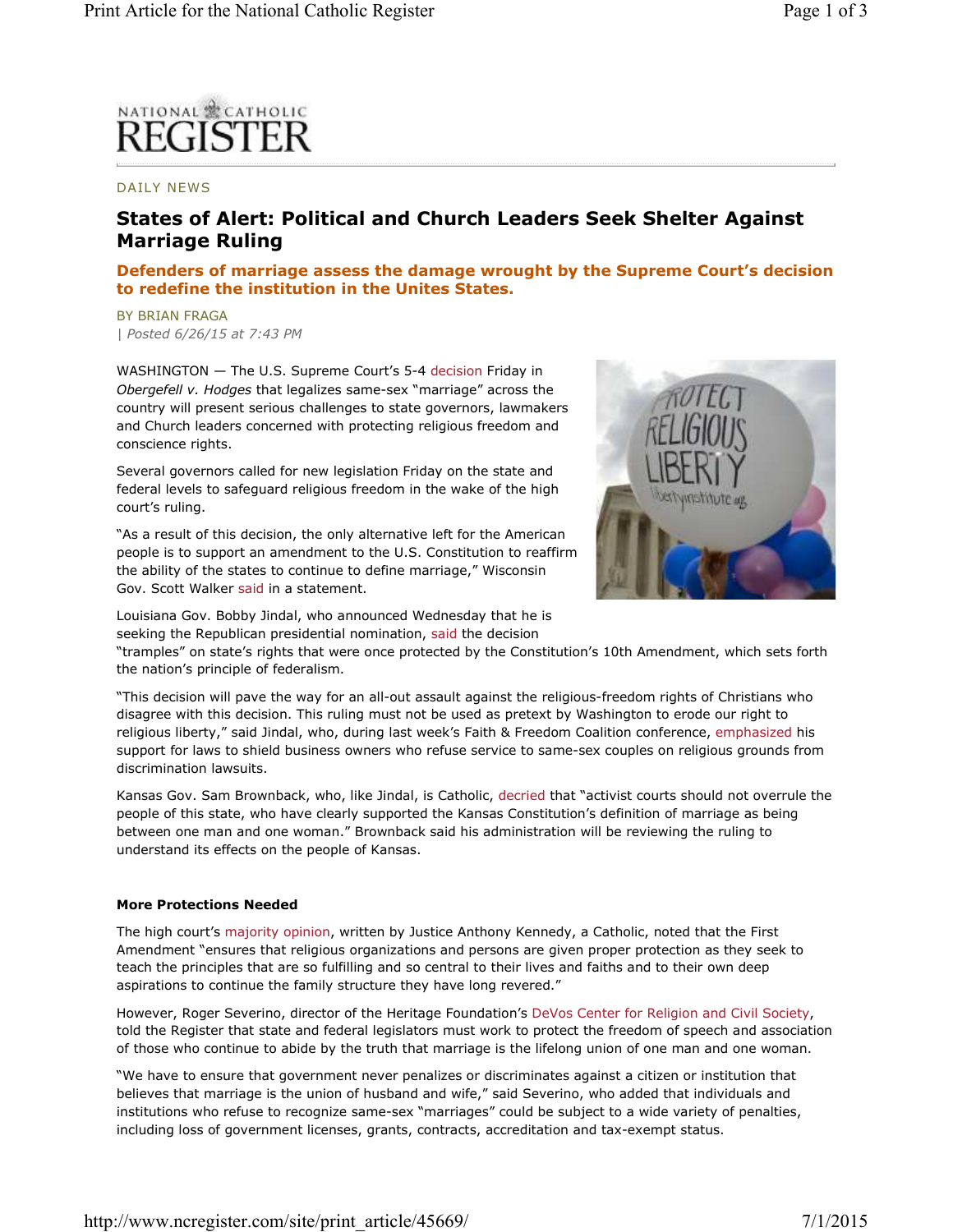NATIONAL CATHOLIC REGISTER

DAILY NEWS

# States of Alert: Political and Church Leaders Seek Shelter Against Marriage Ruling

## Defenders of marriage assess the damage wrought by the Supreme Court's decision to redefine the institution in the Unites States.

BY BRIAN FRAGA

*| Posted 6/26/15 at 7:43 PM*

WASHINGTON — The U.S. Supreme Court's 5-4 decision Friday in *Obergefell v. Hodges* that legalizes same-sex "marriage" across the country will present serious challenges to state governors, lawmakers and Church leaders concerned with protecting religious freedom and conscience rights.

Several governors called for new legislation Friday on the state and federal levels to safeguard religious freedom in the wake of the high court's ruling.

"As a result of this decision, the only alternative left for the American people is to support an amendment to the U.S. Constitution to reaffirm the ability of the states to continue to define marriage," Wisconsin Gov. Scott Walker said in a statement.

Louisiana Gov. Bobby Jindal, who announced Wednesday that he is seeking the Republican presidential nomination, said the decision "tramples" on state's rights that were once protected by the Constitution's 10th Amendment, which sets forth the nation's principle of federalism.

"This decision will pave the way for an all-out assault against the religious-freedom rights of Christians who disagree with this decision. This ruling must not be used as pretext by Washington to erode our right to religious liberty," said Jindal, who, during last week's Faith & Freedom Coalition conference, emphasized his support for laws to shield business owners who refuse service to same-sex couples on religious grounds from discrimination lawsuits.

Kansas Gov. Sam Brownback, who, like Jindal, is Catholic, decried that "activist courts should not overrule the people of this state, who have clearly supported the Kansas Constitution's definition of marriage as being between one man and one woman." Brownback said his administration will be reviewing the ruling to understand its effects on the people of Kansas.

**More Protections Needed**

The high court's majority opinion, written by Justice Anthony Kennedy, a Catholic, noted that the First Amendment "ensures that religious organizations and persons are given proper protection as they seek to teach the principles that are so fulfilling and so central to their lives and faiths and to their own deep aspirations to continue the family structure they have long revered."

However, Roger Severino, director of the Heritage Foundation's DeVos Center for Religion and Civil Society, told the Register that state and federal legislators must work to protect the freedom of speech and association of those who continue to abide by the truth that marriage is the lifelong union of one man and one woman.

"We have to ensure that government never penalizes or discriminates against a citizen or institution that believes that marriage is the union of husband and wife," said Severino, who added that individuals and institutions who refuse to recognize same-sex "marriages" could be subject to a wide variety of penalties, including loss of government licenses, grants, contracts, accreditation and tax-exempt status.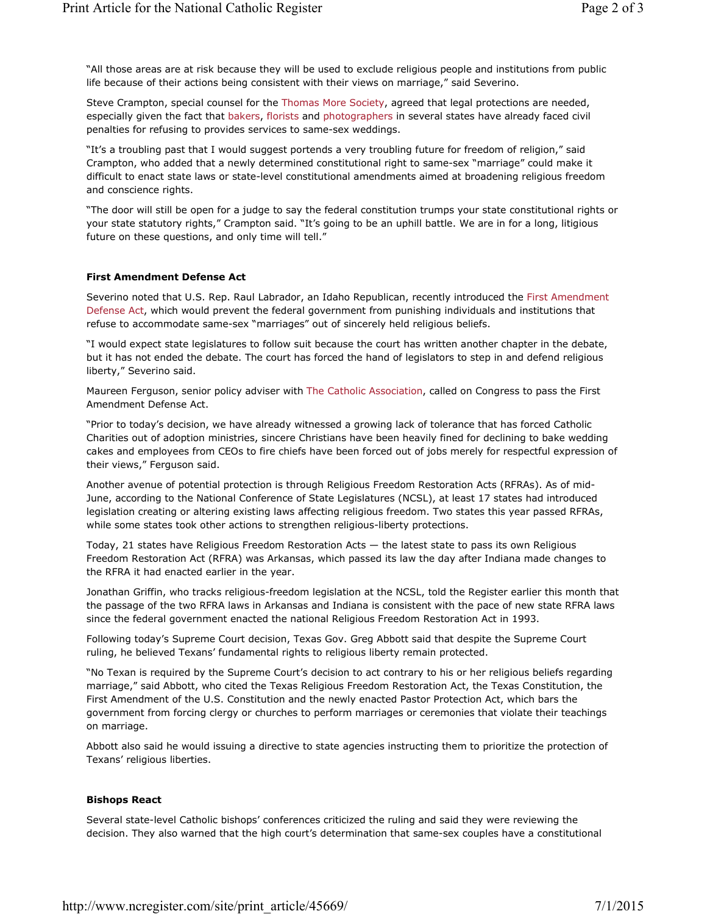"All those areas are at risk because they will be used to exclude religious people and institutions from public life because of their actions being consistent with their views on marriage," said Severino.

Steve Crampton, special counsel for the Thomas More Society, agreed that legal protections are needed, especially given the fact that bakers, florists and photographers in several states have already faced civil penalties for refusing to provides services to same-sex weddings.

"It's a troubling past that I would suggest portends a very troubling future for freedom of religion," said Crampton, who added that a newly determined constitutional right to same-sex "marriage" could make it difficult to enact state laws or state-level constitutional amendments aimed at broadening religious freedom and conscience rights.

"The door will still be open for a judge to say the federal constitution trumps your state constitutional rights or your state statutory rights," Crampton said. "It's going to be an uphill battle. We are in for a long, litigious future on these questions, and only time will tell."

**First Amendment Defense Act**

Severino noted that U.S. Rep. Raul Labrador, an Idaho Republican, recently introduced the First Amendment Defense Act, which would prevent the federal government from punishing individuals and institutions that refuse to accommodate same-sex "marriages" out of sincerely held religious beliefs.

"I would expect state legislatures to follow suit because the court has written another chapter in the debate, but it has not ended the debate. The court has forced the hand of legislators to step in and defend religious liberty," Severino said.

Maureen Ferguson, senior policy adviser with The Catholic Association, called on Congress to pass the First Amendment Defense Act.

"Prior to today's decision, we have already witnessed a growing lack of tolerance that has forced Catholic Charities out of adoption ministries, sincere Christians have been heavily fined for declining to bake wedding cakes and employees from CEOs to fire chiefs have been forced out of jobs merely for respectful expression of their views," Ferguson said.

Another avenue of potential protection is through Religious Freedom Restoration Acts (RFRAs). As of mid-June, according to the National Conference of State Legislatures (NCSL), at least 17 states had introduced legislation creating or altering existing laws affecting religious freedom. Two states this year passed RFRAs, while some states took other actions to strengthen religious-liberty protections.

Today, 21 states have Religious Freedom Restoration Acts — the latest state to pass its own Religious Freedom Restoration Act (RFRA) was Arkansas, which passed its law the day after Indiana made changes to the RFRA it had enacted earlier in the year.

Jonathan Griffin, who tracks religious-freedom legislation at the NCSL, told the Register earlier this month that the passage of the two RFRA laws in Arkansas and Indiana is consistent with the pace of new state RFRA laws since the federal government enacted the national Religious Freedom Restoration Act in 1993.

Following today's Supreme Court decision, Texas Gov. Greg Abbott said that despite the Supreme Court ruling, he believed Texans' fundamental rights to religious liberty remain protected.

"No Texan is required by the Supreme Court's decision to act contrary to his or her religious beliefs regarding marriage," said Abbott, who cited the Texas Religious Freedom Restoration Act, the Texas Constitution, the First Amendment of the U.S. Constitution and the newly enacted Pastor Protection Act, which bars the government from forcing clergy or churches to perform marriages or ceremonies that violate their teachings on marriage.

Abbott also said he would issuing a directive to state agencies instructing them to prioritize the protection of Texans' religious liberties.

**Bishops React**

Several state-level Catholic bishops' conferences criticized the ruling and said they were reviewing the decision. They also warned that the high court's determination that same-sex couples have a constitutional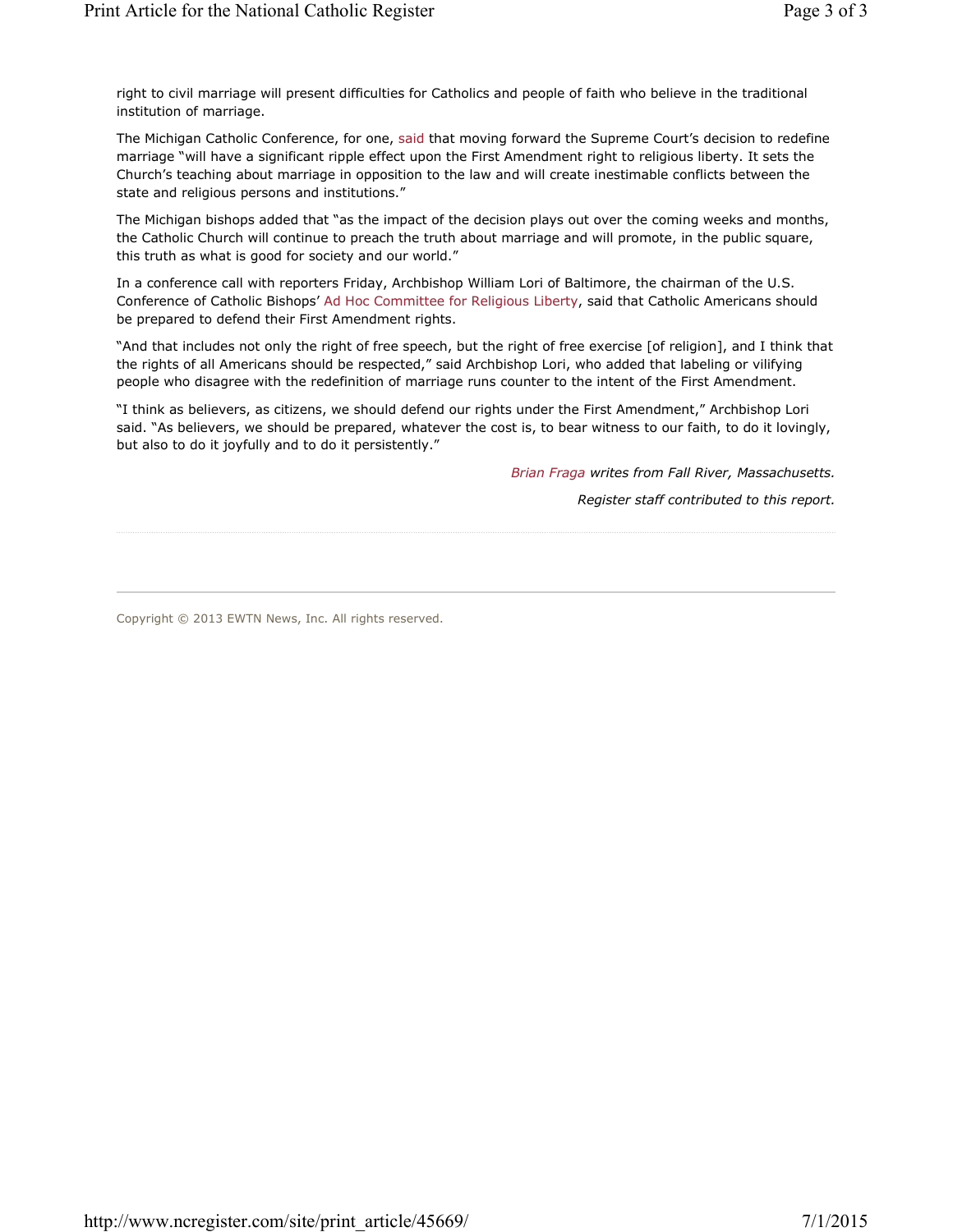right to civil marriage will present difficulties for Catholics and people of faith who believe in the traditional institution of marriage.

The Michigan Catholic Conference, for one, said that moving forward the Supreme Court's decision to redefine marriage "will have a significant ripple effect upon the First Amendment right to religious liberty. It sets the Church's teaching about marriage in opposition to the law and will create inestimable conflicts between the state and religious persons and institutions."

The Michigan bishops added that "as the impact of the decision plays out over the coming weeks and months, the Catholic Church will continue to preach the truth about marriage and will promote, in the public square, this truth as what is good for society and our world."

In a conference call with reporters Friday, Archbishop William Lori of Baltimore, the chairman of the U.S. Conference of Catholic Bishops' Ad Hoc Committee for Religious Liberty, said that Catholic Americans should be prepared to defend their First Amendment rights.

"And that includes not only the right of free speech, but the right of free exercise [of religion], and I think that the rights of all Americans should be respected," said Archbishop Lori, who added that labeling or vilifying people who disagree with the redefinition of marriage runs counter to the intent of the First Amendment.

"I think as believers, as citizens, we should defend our rights under the First Amendment," Archbishop Lori said. "As believers, we should be prepared, whatever the cost is, to bear witness to our faith, to do it lovingly, but also to do it joyfully and to do it persistently."

*Brian Fraga writes from Fall River, Massachusetts.*

*Register staff contributed to this report.*

---

Copyright © 2013 EWTN News, Inc. All rights reserved.